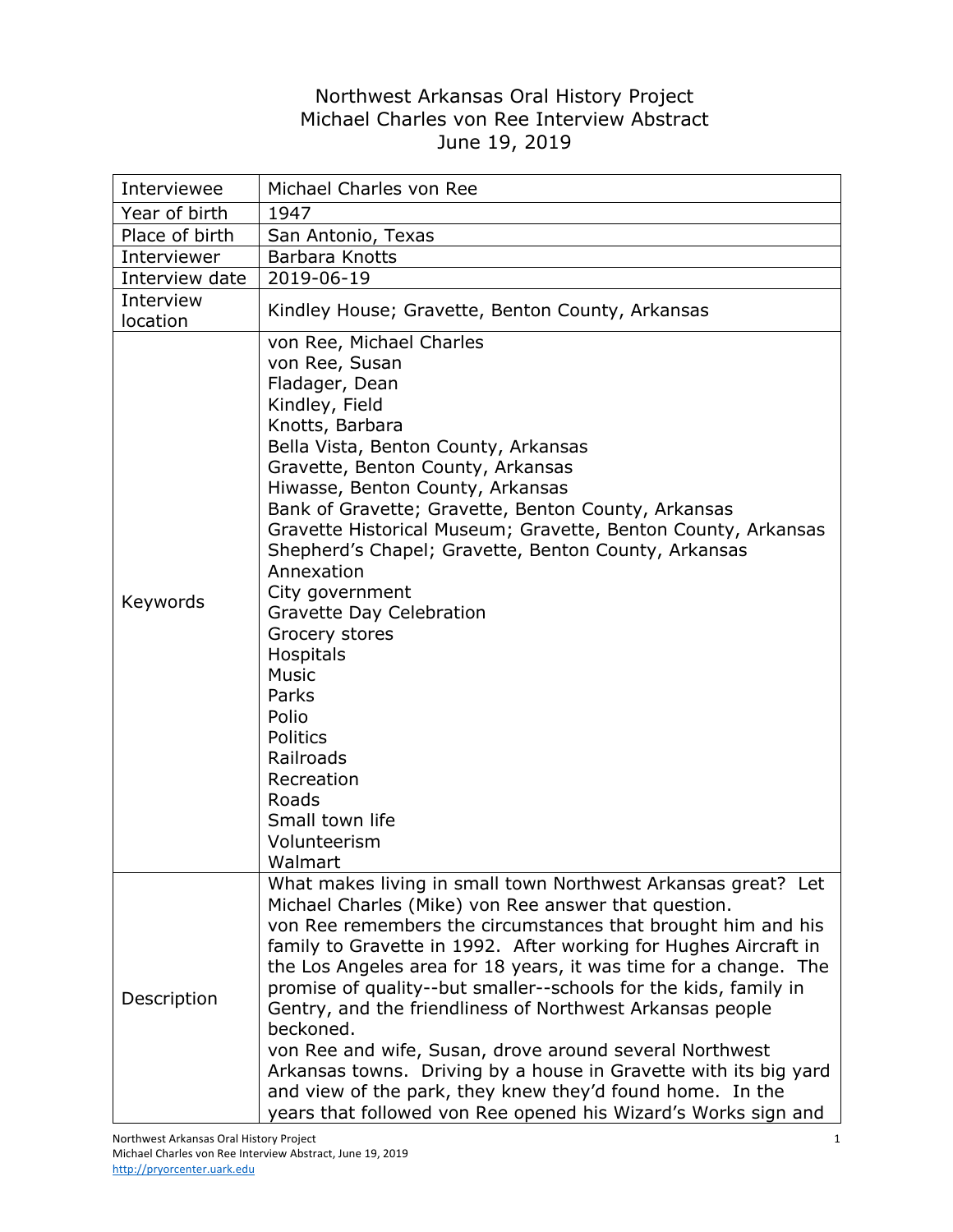# Northwest Arkansas Oral History Project
## Michael Charles von Ree Interview Abstract
### June 19, 2019

| | |
|---|---|
| Interviewee | Michael Charles von Ree |
| Year of birth | 1947 |
| Place of birth | San Antonio, Texas |
| Interviewer | Barbara Knotts |
| Interview date | 2019-06-19 |
| Interview location | Kindley House; Gravette, Benton County, Arkansas |
| Keywords | von Ree, Michael Charles<br>von Ree, Susan<br>Fladager, Dean<br>Kindley, Field<br>Knotts, Barbara<br>Bella Vista, Benton County, Arkansas<br>Gravette, Benton County, Arkansas<br>Hiwasse, Benton County, Arkansas<br>Bank of Gravette; Gravette, Benton County, Arkansas<br>Gravette Historical Museum; Gravette, Benton County, Arkansas<br>Shepherd's Chapel; Gravette, Benton County, Arkansas<br>Annexation<br>City government<br>Gravette Day Celebration<br>Grocery stores<br>Hospitals<br>Music<br>Parks<br>Polio<br>Politics<br>Railroads<br>Recreation<br>Roads<br>Small town life<br>Volunteerism<br>Walmart |
| Description | What makes living in small town Northwest Arkansas great? Let Michael Charles (Mike) von Ree answer that question.<br>von Ree remembers the circumstances that brought him and his family to Gravette in 1992. After working for Hughes Aircraft in the Los Angeles area for 18 years, it was time for a change. The promise of quality--but smaller--schools for the kids, family in Gentry, and the friendliness of Northwest Arkansas people beckoned.<br>von Ree and wife, Susan, drove around several Northwest Arkansas towns. Driving by a house in Gravette with its big yard and view of the park, they knew they'd found home. In the years that followed von Ree opened his Wizard's Works sign and |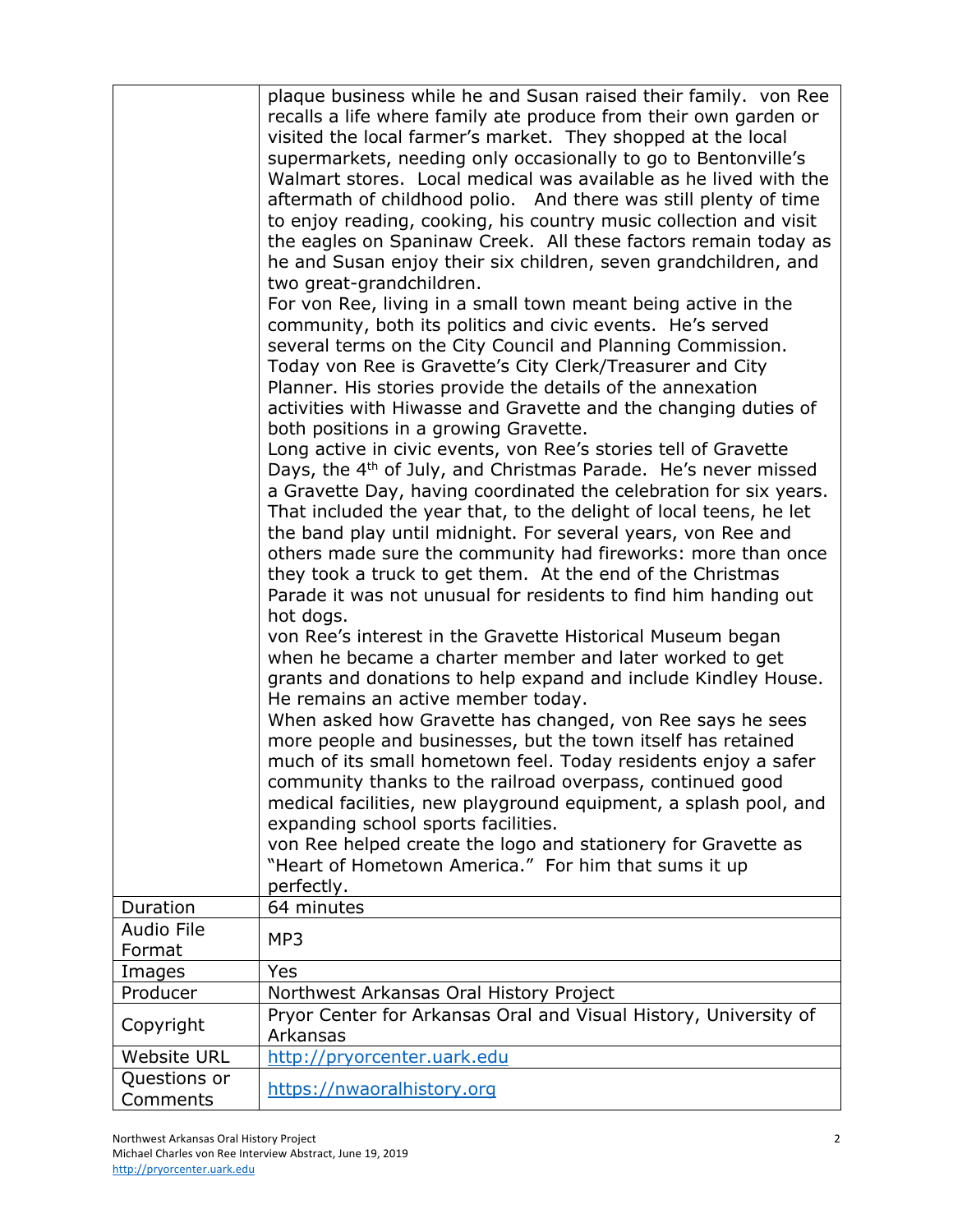| | |
|---|---|
| | plaque business while he and Susan raised their family. von Ree recalls a life where family ate produce from their own garden or visited the local farmer's market. They shopped at the local supermarkets, needing only occasionally to go to Bentonville's Walmart stores. Local medical was available as he lived with the aftermath of childhood polio. And there was still plenty of time to enjoy reading, cooking, his country music collection and visit the eagles on Spaninaw Creek. All these factors remain today as he and Susan enjoy their six children, seven grandchildren, and two great-grandchildren.<br>For von Ree, living in a small town meant being active in the community, both its politics and civic events. He's served several terms on the City Council and Planning Commission. Today von Ree is Gravette's City Clerk/Treasurer and City Planner. His stories provide the details of the annexation activities with Hiwasse and Gravette and the changing duties of both positions in a growing Gravette.<br>Long active in civic events, von Ree's stories tell of Gravette Days, the 4th of July, and Christmas Parade. He's never missed a Gravette Day, having coordinated the celebration for six years. That included the year that, to the delight of local teens, he let the band play until midnight. For several years, von Ree and others made sure the community had fireworks: more than once they took a truck to get them. At the end of the Christmas Parade it was not unusual for residents to find him handing out hot dogs.<br>von Ree's interest in the Gravette Historical Museum began when he became a charter member and later worked to get grants and donations to help expand and include Kindley House. He remains an active member today.<br>When asked how Gravette has changed, von Ree says he sees more people and businesses, but the town itself has retained much of its small hometown feel. Today residents enjoy a safer community thanks to the railroad overpass, continued good medical facilities, new playground equipment, a splash pool, and expanding school sports facilities.<br>von Ree helped create the logo and stationery for Gravette as "Heart of Hometown America." For him that sums it up perfectly. |
| Duration | 64 minutes |
| Audio File Format | MP3 |
| Images | Yes |
| Producer | Northwest Arkansas Oral History Project |
| Copyright | Pryor Center for Arkansas Oral and Visual History, University of Arkansas |
| Website URL | http://pryorcenter.uark.edu |
| Questions or Comments | https://nwaoralhistory.org |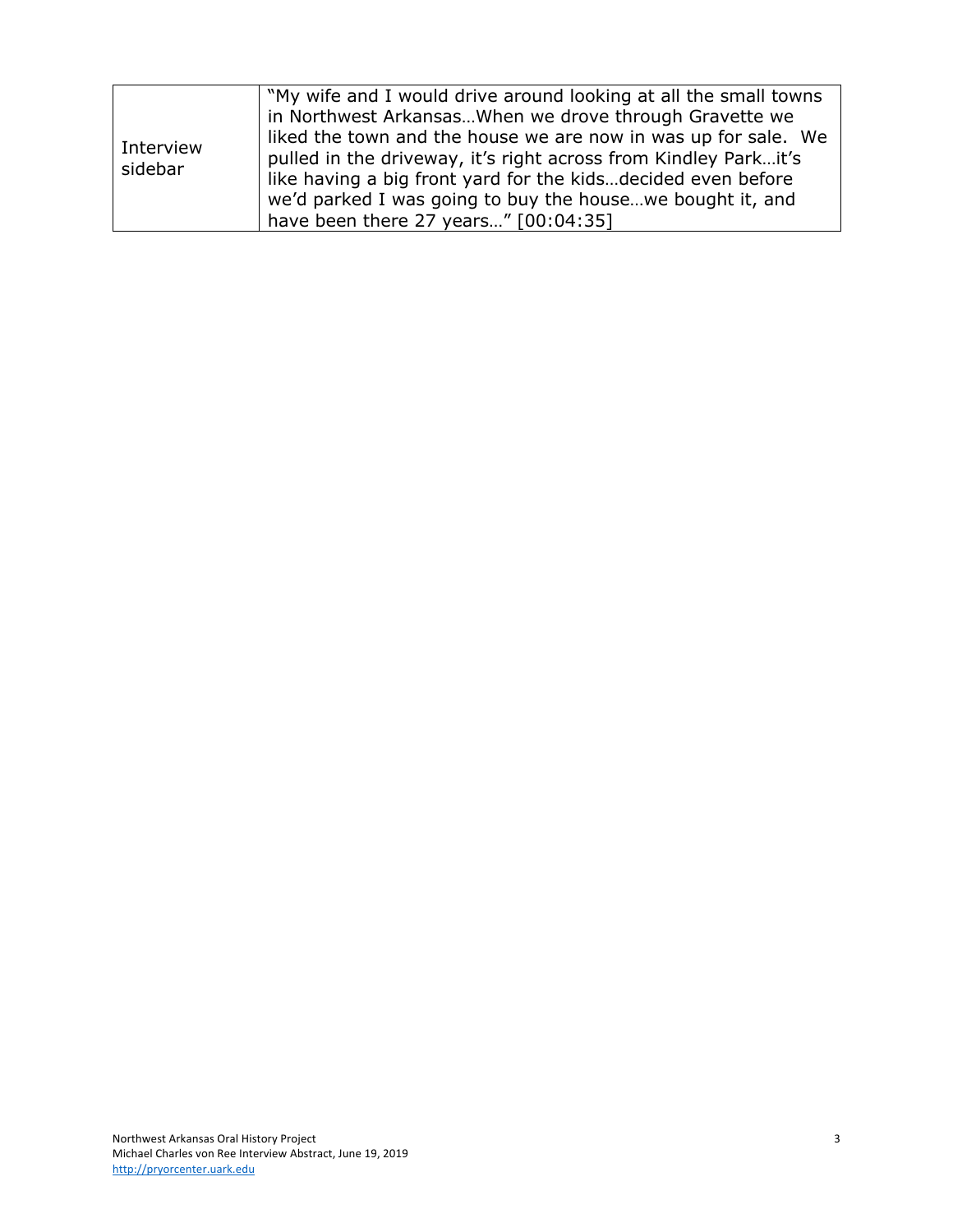| | |
|---|---|
| Interview sidebar | "My wife and I would drive around looking at all the small towns in Northwest Arkansas…When we drove through Gravette we liked the town and the house we are now in was up for sale. We pulled in the driveway, it's right across from Kindley Park…it's like having a big front yard for the kids…decided even before we'd parked I was going to buy the house…we bought it, and have been there 27 years…" [00:04:35] |